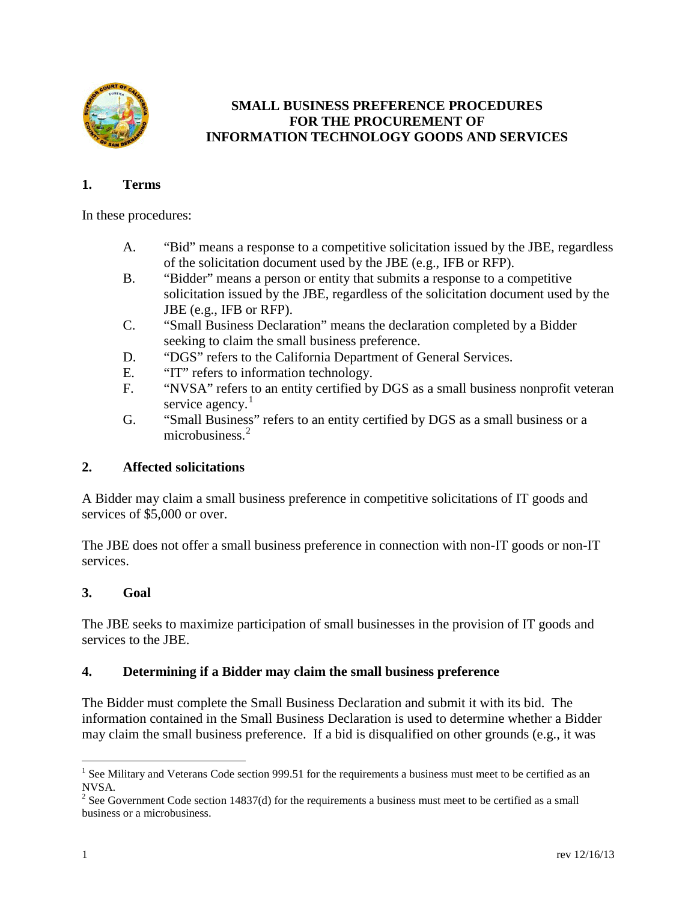# SMALL BUSINESS PREFERENCE PROCEDURES FOR THE PROCUREMENT OF INFORMATION TECHNOLOGY GOODS AND SERVICES

## 1. Terms

In these procedures:

A. "Bid" means a response to a competitive solicitation issued by the JBE, regardless of the solicitation document used by the JBE (e.g., IFB or RFP).

B. "Bidder" means a person or entity that submits a response to a competitive solicitation issued by the JBE, regardless of the solicitation document used by the JBE (e.g., IFB or RFP).

C. "Small Business Declaration" means the declaration completed by a Bidder seeking to claim the small business preference.

D. "DGS" refers to the California Department of General Services.

E. "IT" refers to information technology.

F. "NVSA" refers to an entity certified by DGS as a small business nonprofit veteran service agency.[1]

G. "Small Business" refers to an entity certified by DGS as a small business or a microbusiness.[2]

## 2. Affected solicitations

A Bidder may claim a small business preference in competitive solicitations of IT goods and services of $5,000 or over.

The JBE does not offer a small business preference in connection with non-IT goods or non-IT services.

## 3. Goal

The JBE seeks to maximize participation of small businesses in the provision of IT goods and services to the JBE.

## 4. Determining if a Bidder may claim the small business preference

The Bidder must complete the Small Business Declaration and submit it with its bid. The information contained in the Small Business Declaration is used to determine whether a Bidder may claim the small business preference. If a bid is disqualified on other grounds (e.g., it was

[1] See Military and Veterans Code section 999.51 for the requirements a business must meet to be certified as an NVSA.

[2] See Government Code section 14837(d) for the requirements a business must meet to be certified as a small business or a microbusiness.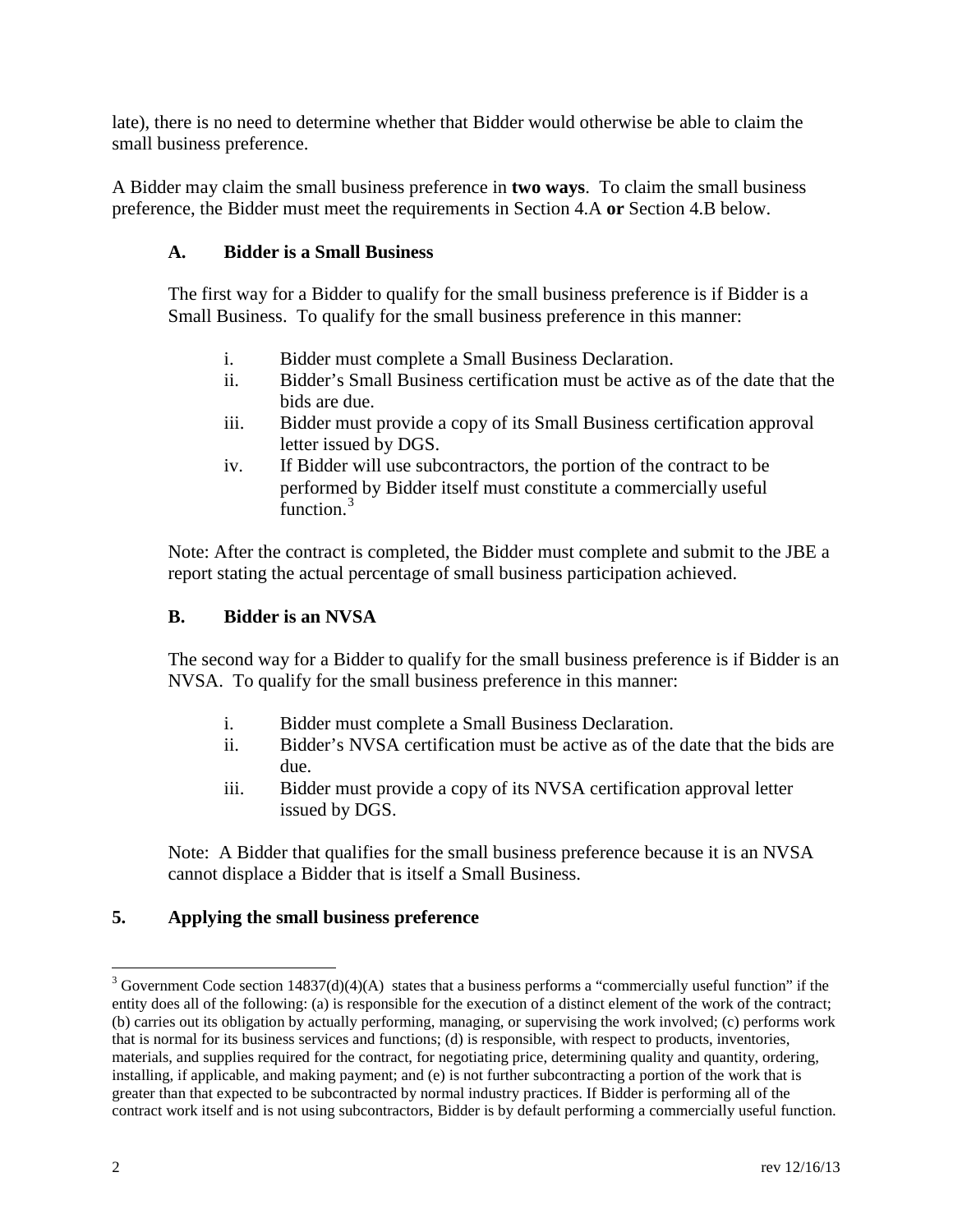late), there is no need to determine whether that Bidder would otherwise be able to claim the small business preference.

A Bidder may claim the small business preference in **two ways**. To claim the small business preference, the Bidder must meet the requirements in Section 4.A **or** Section 4.B below.

### A. Bidder is a Small Business

The first way for a Bidder to qualify for the small business preference is if Bidder is a Small Business. To qualify for the small business preference in this manner:

- i. Bidder must complete a Small Business Declaration.
- ii. Bidder's Small Business certification must be active as of the date that the bids are due.
- iii. Bidder must provide a copy of its Small Business certification approval letter issued by DGS.
- iv. If Bidder will use subcontractors, the portion of the contract to be performed by Bidder itself must constitute a commercially useful function.[3]

Note: After the contract is completed, the Bidder must complete and submit to the JBE a report stating the actual percentage of small business participation achieved.

### B. Bidder is an NVSA

The second way for a Bidder to qualify for the small business preference is if Bidder is an NVSA. To qualify for the small business preference in this manner:

- i. Bidder must complete a Small Business Declaration.
- ii. Bidder's NVSA certification must be active as of the date that the bids are due.
- iii. Bidder must provide a copy of its NVSA certification approval letter issued by DGS.

Note: A Bidder that qualifies for the small business preference because it is an NVSA cannot displace a Bidder that is itself a Small Business.

## 5. Applying the small business preference

---

[3] Government Code section 14837(d)(4)(A) states that a business performs a "commercially useful function" if the entity does all of the following: (a) is responsible for the execution of a distinct element of the work of the contract; (b) carries out its obligation by actually performing, managing, or supervising the work involved; (c) performs work that is normal for its business services and functions; (d) is responsible, with respect to products, inventories, materials, and supplies required for the contract, for negotiating price, determining quality and quantity, ordering, installing, if applicable, and making payment; and (e) is not further subcontracting a portion of the work that is greater than that expected to be subcontracted by normal industry practices. If Bidder is performing all of the contract work itself and is not using subcontractors, Bidder is by default performing a commercially useful function.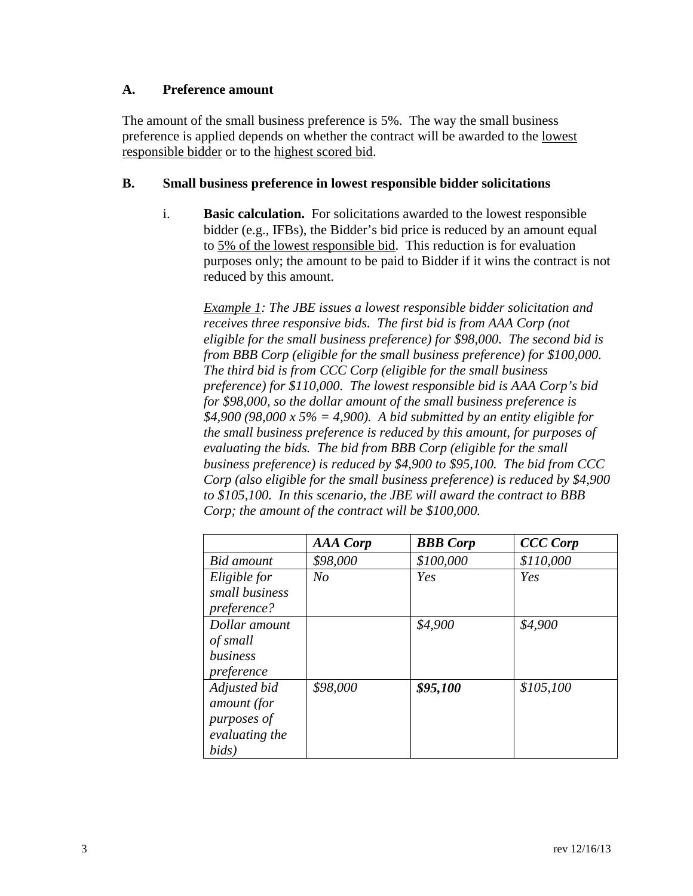### A. Preference amount

The amount of the small business preference is 5%. The way the small business preference is applied depends on whether the contract will be awarded to the lowest responsible bidder or to the highest scored bid.

### B. Small business preference in lowest responsible bidder solicitations

i. **Basic calculation.** For solicitations awarded to the lowest responsible bidder (e.g., IFBs), the Bidder's bid price is reduced by an amount equal to 5% of the lowest responsible bid. This reduction is for evaluation purposes only; the amount to be paid to Bidder if it wins the contract is not reduced by this amount.

*Example 1: The JBE issues a lowest responsible bidder solicitation and receives three responsive bids. The first bid is from AAA Corp (not eligible for the small business preference) for $98,000. The second bid is from BBB Corp (eligible for the small business preference) for $100,000. The third bid is from CCC Corp (eligible for the small business preference) for $110,000. The lowest responsible bid is AAA Corp's bid for $98,000, so the dollar amount of the small business preference is $4,900 (98,000 x 5% = 4,900). A bid submitted by an entity eligible for the small business preference is reduced by this amount, for purposes of evaluating the bids. The bid from BBB Corp (eligible for the small business preference) is reduced by $4,900 to $95,100. The bid from CCC Corp (also eligible for the small business preference) is reduced by $4,900 to $105,100. In this scenario, the JBE will award the contract to BBB Corp; the amount of the contract will be $100,000.*

| | ***AAA Corp*** | ***BBB Corp*** | ***CCC Corp*** |
|---|---|---|---|
| *Bid amount* | *$98,000* | *$100,000* | *$110,000* |
| *Eligible for small business preference?* | *No* | *Yes* | *Yes* |
| *Dollar amount of small business preference* | | *$4,900* | *$4,900* |
| *Adjusted bid amount (for purposes of evaluating the bids)* | *$98,000* | ***$95,100*** | *$105,100* |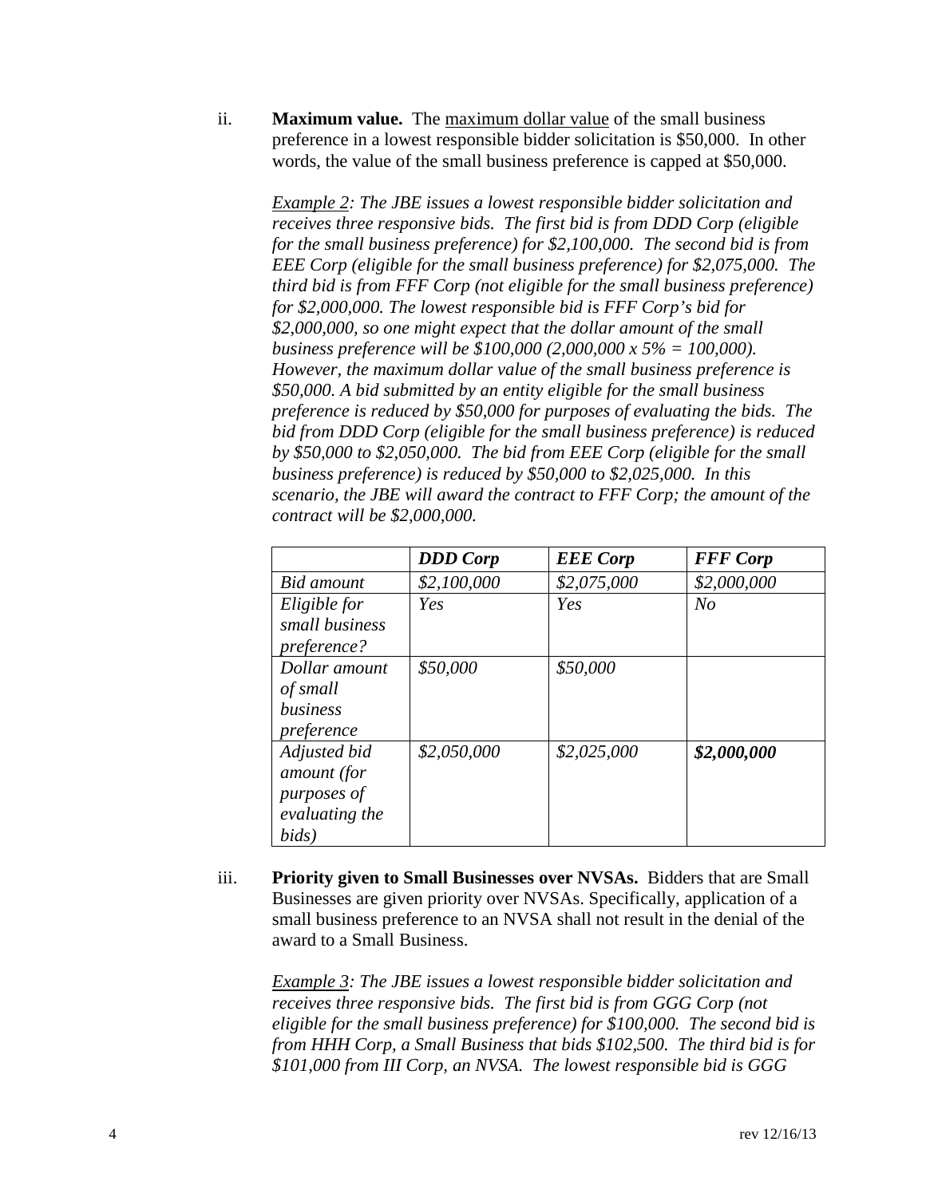ii. **Maximum value.** The maximum dollar value of the small business preference in a lowest responsible bidder solicitation is $50,000. In other words, the value of the small business preference is capped at $50,000.

*Example 2: The JBE issues a lowest responsible bidder solicitation and receives three responsive bids. The first bid is from DDD Corp (eligible for the small business preference) for $2,100,000. The second bid is from EEE Corp (eligible for the small business preference) for $2,075,000. The third bid is from FFF Corp (not eligible for the small business preference) for $2,000,000. The lowest responsible bid is FFF Corp's bid for $2,000,000, so one might expect that the dollar amount of the small business preference will be $100,000 (2,000,000 x 5% = 100,000). However, the maximum dollar value of the small business preference is $50,000. A bid submitted by an entity eligible for the small business preference is reduced by $50,000 for purposes of evaluating the bids. The bid from DDD Corp (eligible for the small business preference) is reduced by $50,000 to $2,050,000. The bid from EEE Corp (eligible for the small business preference) is reduced by $50,000 to $2,025,000. In this scenario, the JBE will award the contract to FFF Corp; the amount of the contract will be $2,000,000.*

| | ***DDD Corp*** | ***EEE Corp*** | ***FFF Corp*** |
|---|---|---|---|
| *Bid amount* | *$2,100,000* | *$2,075,000* | *$2,000,000* |
| *Eligible for small business preference?* | *Yes* | *Yes* | *No* |
| *Dollar amount of small business preference* | *$50,000* | *$50,000* | |
| *Adjusted bid amount (for purposes of evaluating the bids)* | *$2,050,000* | *$2,025,000* | ***$2,000,000*** |

iii. **Priority given to Small Businesses over NVSAs.** Bidders that are Small Businesses are given priority over NVSAs. Specifically, application of a small business preference to an NVSA shall not result in the denial of the award to a Small Business.

*Example 3: The JBE issues a lowest responsible bidder solicitation and receives three responsive bids. The first bid is from GGG Corp (not eligible for the small business preference) for $100,000. The second bid is from HHH Corp, a Small Business that bids $102,500. The third bid is for $101,000 from III Corp, an NVSA. The lowest responsible bid is GGG*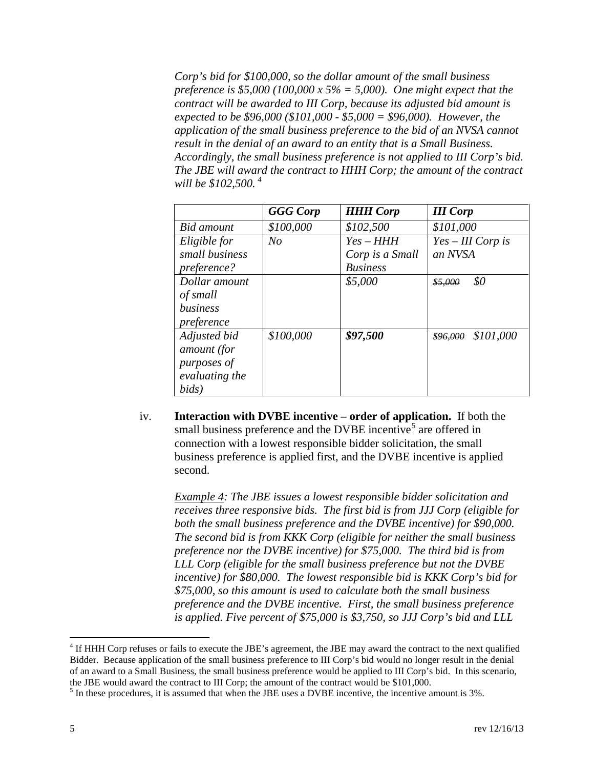*Corp's bid for $100,000, so the dollar amount of the small business preference is $5,000 (100,000 x 5% = 5,000). One might expect that the contract will be awarded to III Corp, because its adjusted bid amount is expected to be $96,000 ($101,000 - $5,000 = $96,000). However, the application of the small business preference to the bid of an NVSA cannot result in the denial of an award to an entity that is a Small Business. Accordingly, the small business preference is not applied to III Corp's bid. The JBE will award the contract to HHH Corp; the amount of the contract will be $102,500.* [4]

| | ***GGG Corp*** | ***HHH Corp*** | ***III Corp*** |
|---|---|---|---|
| *Bid amount* | *$100,000* | *$102,500* | *$101,000* |
| *Eligible for small business preference?* | *No* | *Yes – HHH Corp is a Small Business* | *Yes – III Corp is an NVSA* |
| *Dollar amount of small business preference* | | *$5,000* | ~~*$5,000*~~ *$0* |
| *Adjusted bid amount (for purposes of evaluating the bids)* | *$100,000* | ***$97,500*** | ~~*$96,000*~~ *$101,000* |

iv. **Interaction with DVBE incentive – order of application.** If both the small business preference and the DVBE incentive[5] are offered in connection with a lowest responsible bidder solicitation, the small business preference is applied first, and the DVBE incentive is applied second.

*Example 4: The JBE issues a lowest responsible bidder solicitation and receives three responsive bids. The first bid is from JJJ Corp (eligible for both the small business preference and the DVBE incentive) for $90,000. The second bid is from KKK Corp (eligible for neither the small business preference nor the DVBE incentive) for $75,000. The third bid is from LLL Corp (eligible for the small business preference but not the DVBE incentive) for $80,000. The lowest responsible bid is KKK Corp's bid for $75,000, so this amount is used to calculate both the small business preference and the DVBE incentive. First, the small business preference is applied. Five percent of $75,000 is $3,750, so JJJ Corp's bid and LLL*

---

[4] If HHH Corp refuses or fails to execute the JBE's agreement, the JBE may award the contract to the next qualified Bidder. Because application of the small business preference to III Corp's bid would no longer result in the denial of an award to a Small Business, the small business preference would be applied to III Corp's bid. In this scenario, the JBE would award the contract to III Corp; the amount of the contract would be $101,000.

[5] In these procedures, it is assumed that when the JBE uses a DVBE incentive, the incentive amount is 3%.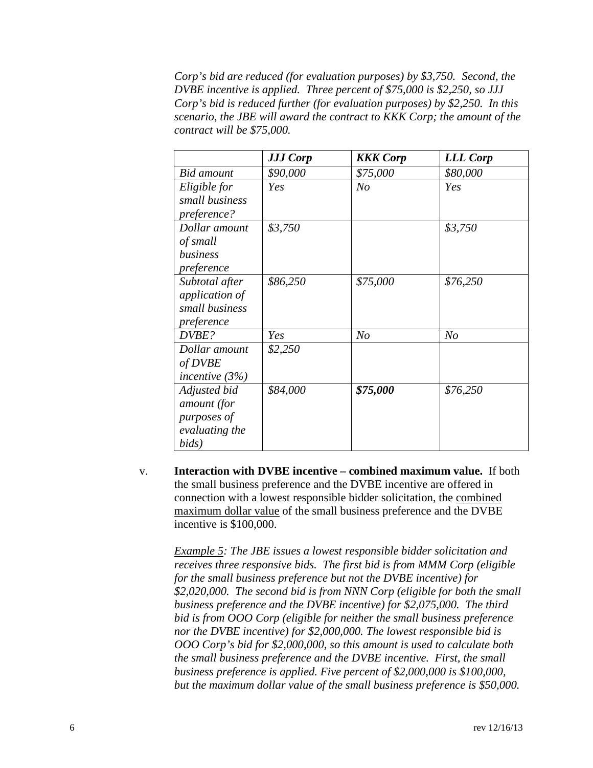*Corp's bid are reduced (for evaluation purposes) by $3,750. Second, the DVBE incentive is applied. Three percent of $75,000 is $2,250, so JJJ Corp's bid is reduced further (for evaluation purposes) by $2,250. In this scenario, the JBE will award the contract to KKK Corp; the amount of the contract will be $75,000.*

| | ***JJJ Corp*** | ***KKK Corp*** | ***LLL Corp*** |
|---|---|---|---|
| *Bid amount* | *$90,000* | *$75,000* | *$80,000* |
| *Eligible for small business preference?* | *Yes* | *No* | *Yes* |
| *Dollar amount of small business preference* | *$3,750* | | *$3,750* |
| *Subtotal after application of small business preference* | *$86,250* | *$75,000* | *$76,250* |
| *DVBE?* | *Yes* | *No* | *No* |
| *Dollar amount of DVBE incentive (3%)* | *$2,250* | | |
| *Adjusted bid amount (for purposes of evaluating the bids)* | *$84,000* | ***$75,000*** | *$76,250* |

v. **Interaction with DVBE incentive – combined maximum value.** If both the small business preference and the DVBE incentive are offered in connection with a lowest responsible bidder solicitation, the combined maximum dollar value of the small business preference and the DVBE incentive is $100,000.

*Example 5: The JBE issues a lowest responsible bidder solicitation and receives three responsive bids. The first bid is from MMM Corp (eligible for the small business preference but not the DVBE incentive) for $2,020,000. The second bid is from NNN Corp (eligible for both the small business preference and the DVBE incentive) for $2,075,000. The third bid is from OOO Corp (eligible for neither the small business preference nor the DVBE incentive) for $2,000,000. The lowest responsible bid is OOO Corp's bid for $2,000,000, so this amount is used to calculate both the small business preference and the DVBE incentive. First, the small business preference is applied. Five percent of $2,000,000 is $100,000, but the maximum dollar value of the small business preference is $50,000.*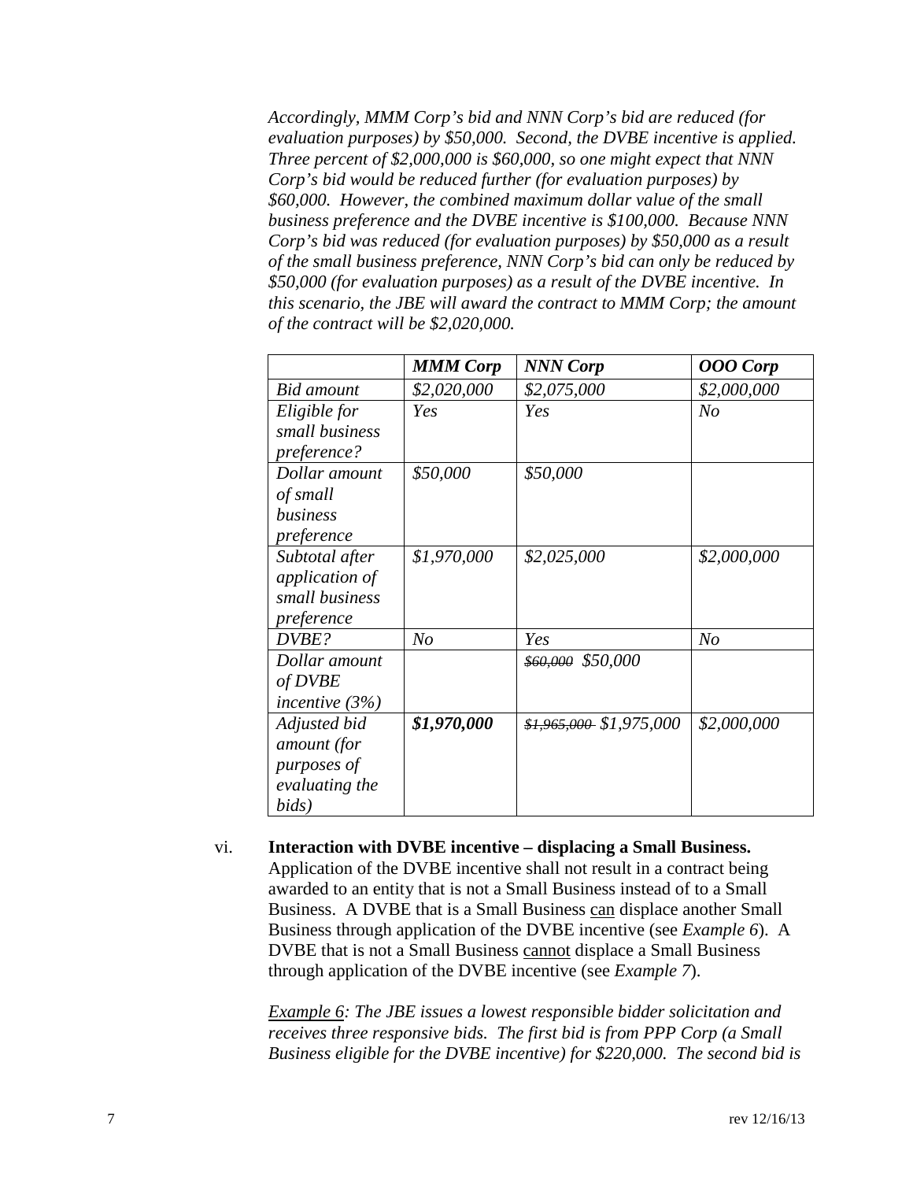*Accordingly, MMM Corp's bid and NNN Corp's bid are reduced (for evaluation purposes) by $50,000. Second, the DVBE incentive is applied. Three percent of $2,000,000 is $60,000, so one might expect that NNN Corp's bid would be reduced further (for evaluation purposes) by $60,000. However, the combined maximum dollar value of the small business preference and the DVBE incentive is $100,000. Because NNN Corp's bid was reduced (for evaluation purposes) by $50,000 as a result of the small business preference, NNN Corp's bid can only be reduced by $50,000 (for evaluation purposes) as a result of the DVBE incentive. In this scenario, the JBE will award the contract to MMM Corp; the amount of the contract will be $2,020,000.*

| | ***MMM Corp*** | ***NNN Corp*** | ***OOO Corp*** |
|---|---|---|---|
| *Bid amount* | *$2,020,000* | *$2,075,000* | *$2,000,000* |
| *Eligible for small business preference?* | *Yes* | *Yes* | *No* |
| *Dollar amount of small business preference* | *$50,000* | *$50,000* | |
| *Subtotal after application of small business preference* | *$1,970,000* | *$2,025,000* | *$2,000,000* |
| *DVBE?* | *No* | *Yes* | *No* |
| *Dollar amount of DVBE incentive (3%)* | | *~~$60,000~~ $50,000* | |
| *Adjusted bid amount (for purposes of evaluating the bids)* | ***$1,970,000*** | *~~$1,965,000~~ $1,975,000* | *$2,000,000* |

vi. **Interaction with DVBE incentive – displacing a Small Business.** Application of the DVBE incentive shall not result in a contract being awarded to an entity that is not a Small Business instead of to a Small Business. A DVBE that is a Small Business <u>can</u> displace another Small Business through application of the DVBE incentive (see *Example 6*). A DVBE that is not a Small Business <u>cannot</u> displace a Small Business through application of the DVBE incentive (see *Example 7*).

*<u>Example 6</u>: The JBE issues a lowest responsible bidder solicitation and receives three responsive bids. The first bid is from PPP Corp (a Small Business eligible for the DVBE incentive) for $220,000. The second bid is*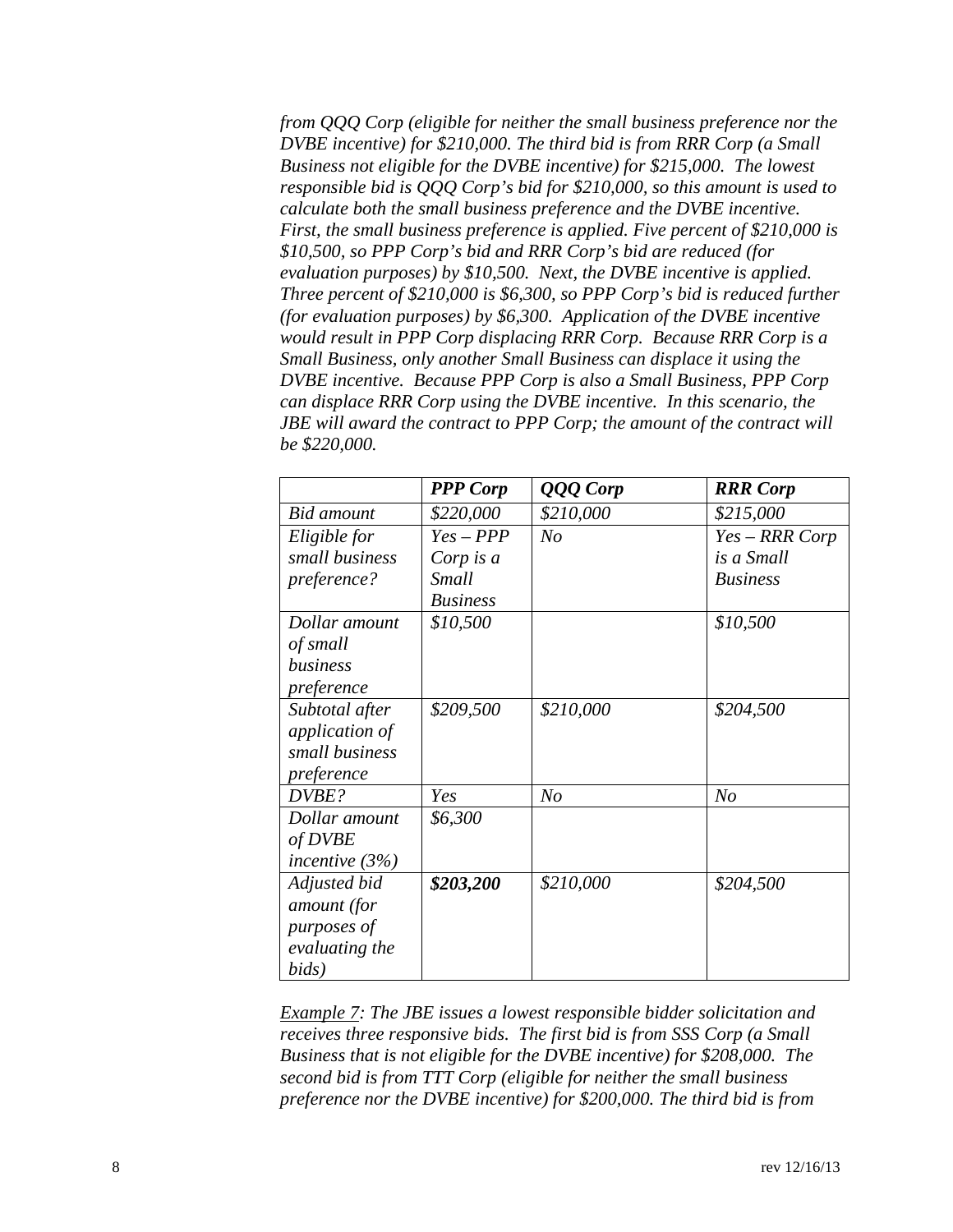*from QQQ Corp (eligible for neither the small business preference nor the DVBE incentive) for $210,000. The third bid is from RRR Corp (a Small Business not eligible for the DVBE incentive) for $215,000. The lowest responsible bid is QQQ Corp's bid for $210,000, so this amount is used to calculate both the small business preference and the DVBE incentive. First, the small business preference is applied. Five percent of $210,000 is $10,500, so PPP Corp's bid and RRR Corp's bid are reduced (for evaluation purposes) by $10,500. Next, the DVBE incentive is applied. Three percent of $210,000 is $6,300, so PPP Corp's bid is reduced further (for evaluation purposes) by $6,300. Application of the DVBE incentive would result in PPP Corp displacing RRR Corp. Because RRR Corp is a Small Business, only another Small Business can displace it using the DVBE incentive. Because PPP Corp is also a Small Business, PPP Corp can displace RRR Corp using the DVBE incentive. In this scenario, the JBE will award the contract to PPP Corp; the amount of the contract will be $220,000.*

| | ***PPP Corp*** | ***QQQ Corp*** | ***RRR Corp*** |
|---|---|---|---|
| *Bid amount* | *$220,000* | *$210,000* | *$215,000* |
| *Eligible for small business preference?* | *Yes – PPP Corp is a Small Business* | *No* | *Yes – RRR Corp is a Small Business* |
| *Dollar amount of small business preference* | *$10,500* | | *$10,500* |
| *Subtotal after application of small business preference* | *$209,500* | *$210,000* | *$204,500* |
| *DVBE?* | *Yes* | *No* | *No* |
| *Dollar amount of DVBE incentive (3%)* | *$6,300* | | |
| *Adjusted bid amount (for purposes of evaluating the bids)* | ***$203,200*** | *$210,000* | *$204,500* |

*<u>Example 7</u>: The JBE issues a lowest responsible bidder solicitation and receives three responsive bids. The first bid is from SSS Corp (a Small Business that is not eligible for the DVBE incentive) for $208,000. The second bid is from TTT Corp (eligible for neither the small business preference nor the DVBE incentive) for $200,000. The third bid is from*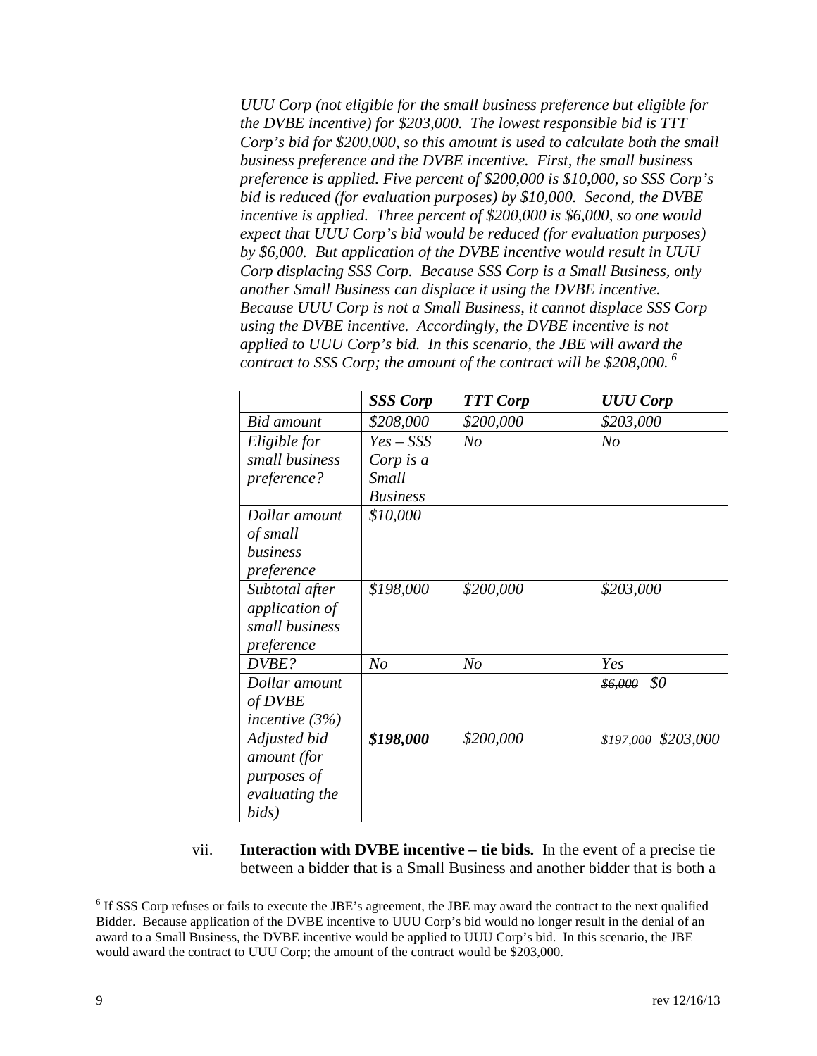*UUU Corp (not eligible for the small business preference but eligible for the DVBE incentive) for $203,000. The lowest responsible bid is TTT Corp's bid for $200,000, so this amount is used to calculate both the small business preference and the DVBE incentive. First, the small business preference is applied. Five percent of $200,000 is $10,000, so SSS Corp's bid is reduced (for evaluation purposes) by $10,000. Second, the DVBE incentive is applied. Three percent of $200,000 is $6,000, so one would expect that UUU Corp's bid would be reduced (for evaluation purposes) by $6,000. But application of the DVBE incentive would result in UUU Corp displacing SSS Corp. Because SSS Corp is a Small Business, only another Small Business can displace it using the DVBE incentive. Because UUU Corp is not a Small Business, it cannot displace SSS Corp using the DVBE incentive. Accordingly, the DVBE incentive is not applied to UUU Corp's bid. In this scenario, the JBE will award the contract to SSS Corp; the amount of the contract will be $208,000.* [6]

| | ***SSS Corp*** | ***TTT Corp*** | ***UUU Corp*** |
|---|---|---|---|
| *Bid amount* | *$208,000* | *$200,000* | *$203,000* |
| *Eligible for small business preference?* | *Yes – SSS Corp is a Small Business* | *No* | *No* |
| *Dollar amount of small business preference* | *$10,000* | | |
| *Subtotal after application of small business preference* | *$198,000* | *$200,000* | *$203,000* |
| *DVBE?* | *No* | *No* | *Yes* |
| *Dollar amount of DVBE incentive (3%)* | | | ~~*$6,000*~~ *$0* |
| *Adjusted bid amount (for purposes of evaluating the bids)* | ***$198,000*** | *$200,000* | ~~*$197,000*~~ *$203,000* |

vii. **Interaction with DVBE incentive – tie bids.** In the event of a precise tie between a bidder that is a Small Business and another bidder that is both a

---

[6] If SSS Corp refuses or fails to execute the JBE's agreement, the JBE may award the contract to the next qualified Bidder. Because application of the DVBE incentive to UUU Corp's bid would no longer result in the denial of an award to a Small Business, the DVBE incentive would be applied to UUU Corp's bid. In this scenario, the JBE would award the contract to UUU Corp; the amount of the contract would be $203,000.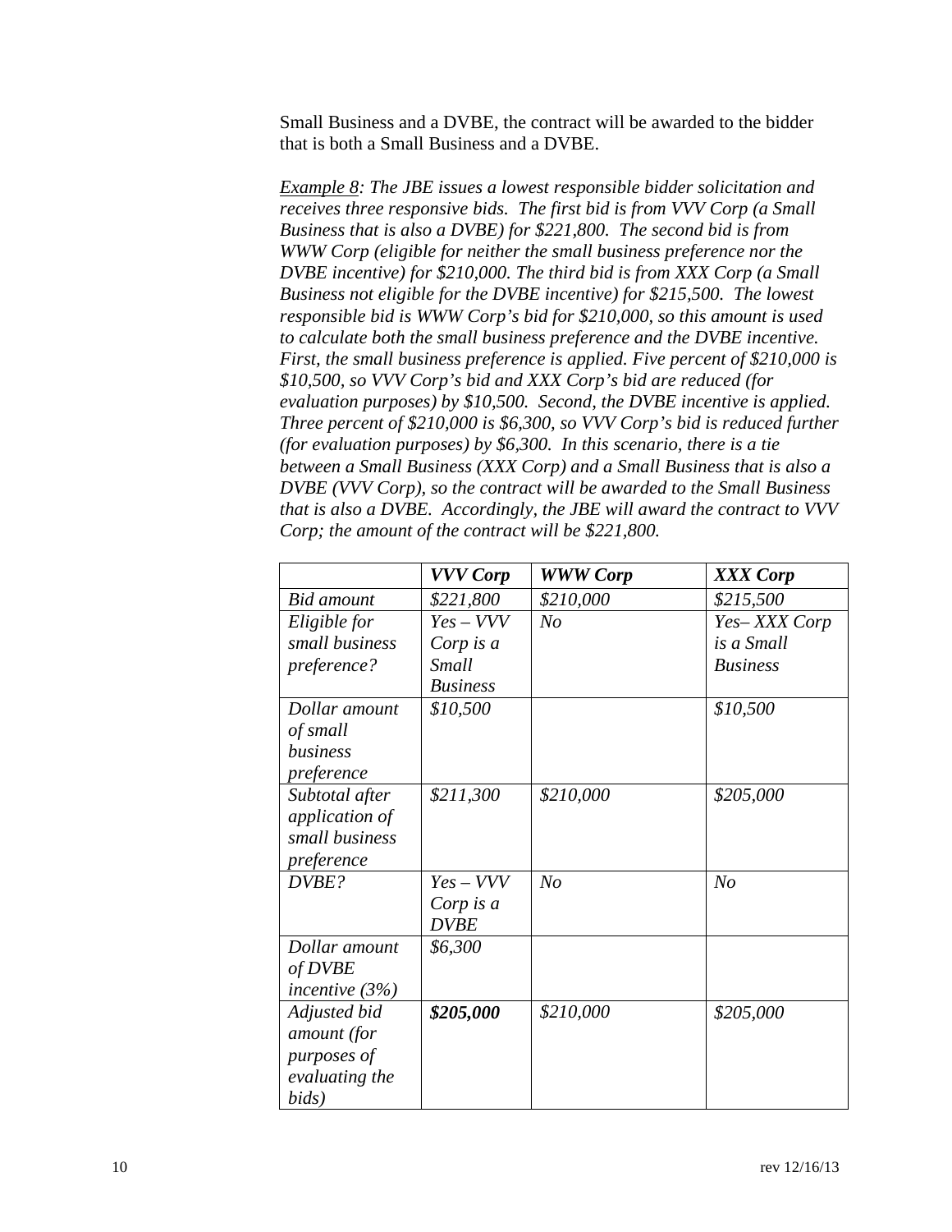Small Business and a DVBE, the contract will be awarded to the bidder that is both a Small Business and a DVBE.

*<u>Example 8</u>: The JBE issues a lowest responsible bidder solicitation and receives three responsive bids. The first bid is from VVV Corp (a Small Business that is also a DVBE) for $221,800. The second bid is from WWW Corp (eligible for neither the small business preference nor the DVBE incentive) for $210,000. The third bid is from XXX Corp (a Small Business not eligible for the DVBE incentive) for $215,500. The lowest responsible bid is WWW Corp's bid for $210,000, so this amount is used to calculate both the small business preference and the DVBE incentive. First, the small business preference is applied. Five percent of $210,000 is $10,500, so VVV Corp's bid and XXX Corp's bid are reduced (for evaluation purposes) by $10,500. Second, the DVBE incentive is applied. Three percent of $210,000 is $6,300, so VVV Corp's bid is reduced further (for evaluation purposes) by $6,300. In this scenario, there is a tie between a Small Business (XXX Corp) and a Small Business that is also a DVBE (VVV Corp), so the contract will be awarded to the Small Business that is also a DVBE. Accordingly, the JBE will award the contract to VVV Corp; the amount of the contract will be $221,800.*

| | ***VVV Corp*** | ***WWW Corp*** | ***XXX Corp*** |
|---|---|---|---|
| *Bid amount* | *$221,800* | *$210,000* | *$215,500* |
| *Eligible for small business preference?* | *Yes – VVV Corp is a Small Business* | *No* | *Yes– XXX Corp is a Small Business* |
| *Dollar amount of small business preference* | *$10,500* | | *$10,500* |
| *Subtotal after application of small business preference* | *$211,300* | *$210,000* | *$205,000* |
| *DVBE?* | *Yes – VVV Corp is a DVBE* | *No* | *No* |
| *Dollar amount of DVBE incentive (3%)* | *$6,300* | | |
| *Adjusted bid amount (for purposes of evaluating the bids)* | ***$205,000*** | *$210,000* | *$205,000* |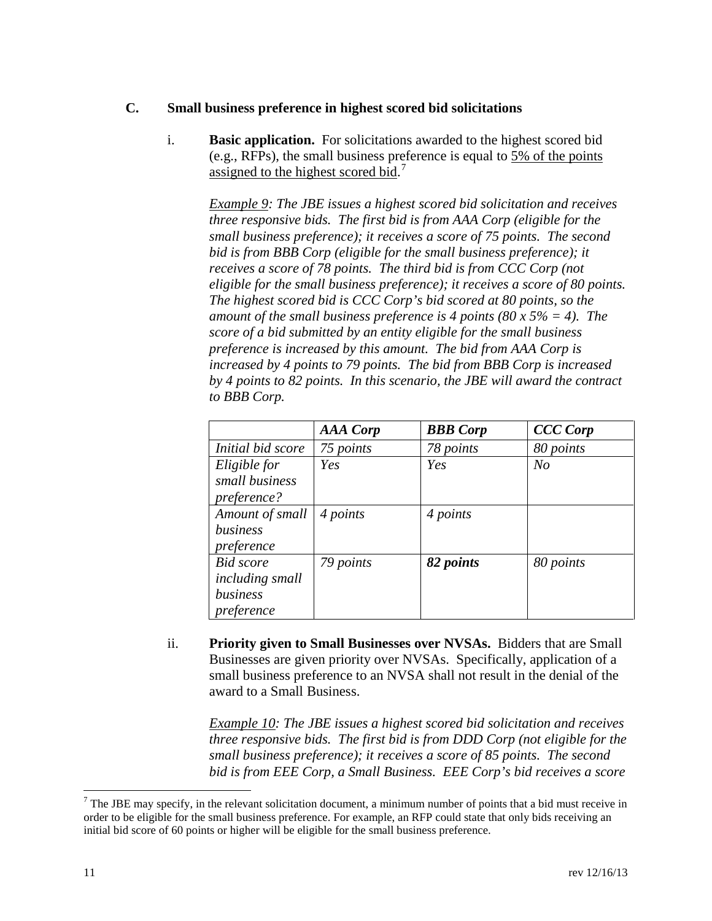### C. Small business preference in highest scored bid solicitations

i. **Basic application.** For solicitations awarded to the highest scored bid (e.g., RFPs), the small business preference is equal to 5% of the points assigned to the highest scored bid.[7]

*Example 9: The JBE issues a highest scored bid solicitation and receives three responsive bids. The first bid is from AAA Corp (eligible for the small business preference); it receives a score of 75 points. The second bid is from BBB Corp (eligible for the small business preference); it receives a score of 78 points. The third bid is from CCC Corp (not eligible for the small business preference); it receives a score of 80 points. The highest scored bid is CCC Corp's bid scored at 80 points, so the amount of the small business preference is 4 points (80 x 5% = 4). The score of a bid submitted by an entity eligible for the small business preference is increased by this amount. The bid from AAA Corp is increased by 4 points to 79 points. The bid from BBB Corp is increased by 4 points to 82 points. In this scenario, the JBE will award the contract to BBB Corp.*

| | *AAA Corp* | *BBB Corp* | *CCC Corp* |
|---|---|---|---|
| *Initial bid score* | *75 points* | *78 points* | *80 points* |
| *Eligible for small business preference?* | *Yes* | *Yes* | *No* |
| *Amount of small business preference* | *4 points* | *4 points* | |
| *Bid score including small business preference* | *79 points* | ***82 points*** | *80 points* |

ii. **Priority given to Small Businesses over NVSAs.** Bidders that are Small Businesses are given priority over NVSAs. Specifically, application of a small business preference to an NVSA shall not result in the denial of the award to a Small Business.

*Example 10: The JBE issues a highest scored bid solicitation and receives three responsive bids. The first bid is from DDD Corp (not eligible for the small business preference); it receives a score of 85 points. The second bid is from EEE Corp, a Small Business. EEE Corp's bid receives a score*

---

[7] The JBE may specify, in the relevant solicitation document, a minimum number of points that a bid must receive in order to be eligible for the small business preference. For example, an RFP could state that only bids receiving an initial bid score of 60 points or higher will be eligible for the small business preference.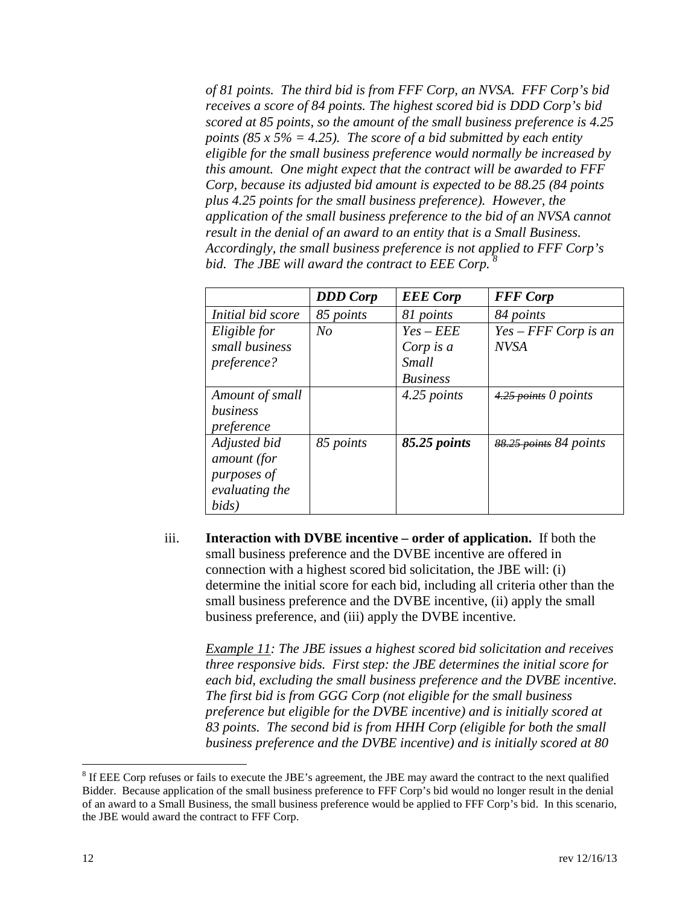*of 81 points. The third bid is from FFF Corp, an NVSA. FFF Corp's bid receives a score of 84 points. The highest scored bid is DDD Corp's bid scored at 85 points, so the amount of the small business preference is 4.25 points (85 x 5% = 4.25). The score of a bid submitted by each entity eligible for the small business preference would normally be increased by this amount. One might expect that the contract will be awarded to FFF Corp, because its adjusted bid amount is expected to be 88.25 (84 points plus 4.25 points for the small business preference). However, the application of the small business preference to the bid of an NVSA cannot result in the denial of an award to an entity that is a Small Business. Accordingly, the small business preference is not applied to FFF Corp's bid. The JBE will award the contract to EEE Corp.*[8]

| | ***DDD Corp*** | ***EEE Corp*** | ***FFF Corp*** |
|---|---|---|---|
| *Initial bid score* | *85 points* | *81 points* | *84 points* |
| *Eligible for small business preference?* | *No* | *Yes – EEE Corp is a Small Business* | *Yes – FFF Corp is an NVSA* |
| *Amount of small business preference* | | *4.25 points* | ~~*4.25 points*~~ *0 points* |
| *Adjusted bid amount (for purposes of evaluating the bids)* | *85 points* | ***85.25 points*** | ~~*88.25 points*~~ *84 points* |

iii. **Interaction with DVBE incentive – order of application.** If both the small business preference and the DVBE incentive are offered in connection with a highest scored bid solicitation, the JBE will: (i) determine the initial score for each bid, including all criteria other than the small business preference and the DVBE incentive, (ii) apply the small business preference, and (iii) apply the DVBE incentive.

*Example 11: The JBE issues a highest scored bid solicitation and receives three responsive bids. First step: the JBE determines the initial score for each bid, excluding the small business preference and the DVBE incentive. The first bid is from GGG Corp (not eligible for the small business preference but eligible for the DVBE incentive) and is initially scored at 83 points. The second bid is from HHH Corp (eligible for both the small business preference and the DVBE incentive) and is initially scored at 80*

[8] If EEE Corp refuses or fails to execute the JBE's agreement, the JBE may award the contract to the next qualified Bidder. Because application of the small business preference to FFF Corp's bid would no longer result in the denial of an award to a Small Business, the small business preference would be applied to FFF Corp's bid. In this scenario, the JBE would award the contract to FFF Corp.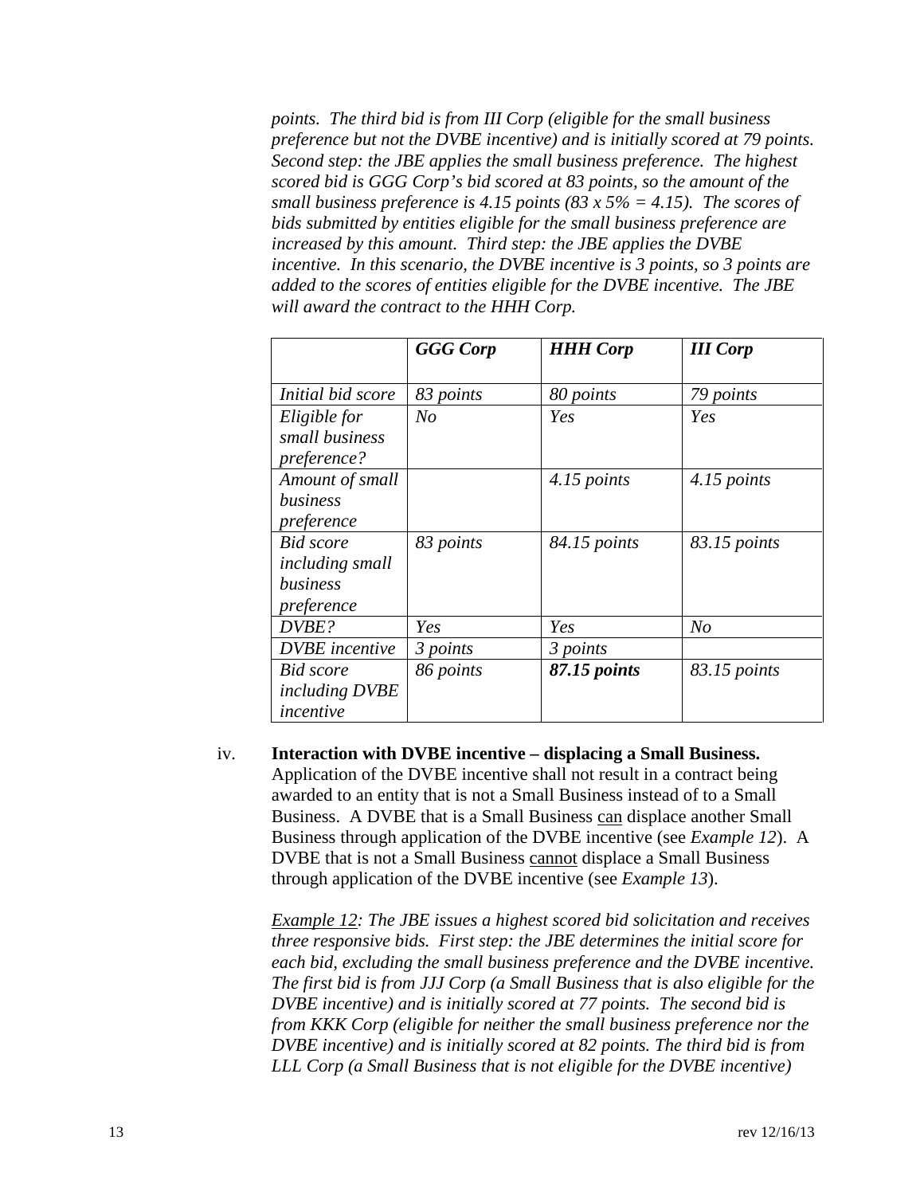*points. The third bid is from III Corp (eligible for the small business preference but not the DVBE incentive) and is initially scored at 79 points. Second step: the JBE applies the small business preference. The highest scored bid is GGG Corp's bid scored at 83 points, so the amount of the small business preference is 4.15 points (83 x 5% = 4.15). The scores of bids submitted by entities eligible for the small business preference are increased by this amount. Third step: the JBE applies the DVBE incentive. In this scenario, the DVBE incentive is 3 points, so 3 points are added to the scores of entities eligible for the DVBE incentive. The JBE will award the contract to the HHH Corp.*

| | *GGG Corp* | *HHH Corp* | *III Corp* |
|---|---|---|---|
| *Initial bid score* | *83 points* | *80 points* | *79 points* |
| *Eligible for small business preference?* | *No* | *Yes* | *Yes* |
| *Amount of small business preference* | | *4.15 points* | *4.15 points* |
| *Bid score including small business preference* | *83 points* | *84.15 points* | *83.15 points* |
| *DVBE?* | *Yes* | *Yes* | *No* |
| *DVBE incentive* | *3 points* | *3 points* | |
| *Bid score including DVBE incentive* | *86 points* | ***87.15 points*** | *83.15 points* |

iv. **Interaction with DVBE incentive – displacing a Small Business.** Application of the DVBE incentive shall not result in a contract being awarded to an entity that is not a Small Business instead of to a Small Business. A DVBE that is a Small Business can displace another Small Business through application of the DVBE incentive (see *Example 12*). A DVBE that is not a Small Business cannot displace a Small Business through application of the DVBE incentive (see *Example 13*).

*Example 12: The JBE issues a highest scored bid solicitation and receives three responsive bids. First step: the JBE determines the initial score for each bid, excluding the small business preference and the DVBE incentive. The first bid is from JJJ Corp (a Small Business that is also eligible for the DVBE incentive) and is initially scored at 77 points. The second bid is from KKK Corp (eligible for neither the small business preference nor the DVBE incentive) and is initially scored at 82 points. The third bid is from LLL Corp (a Small Business that is not eligible for the DVBE incentive)*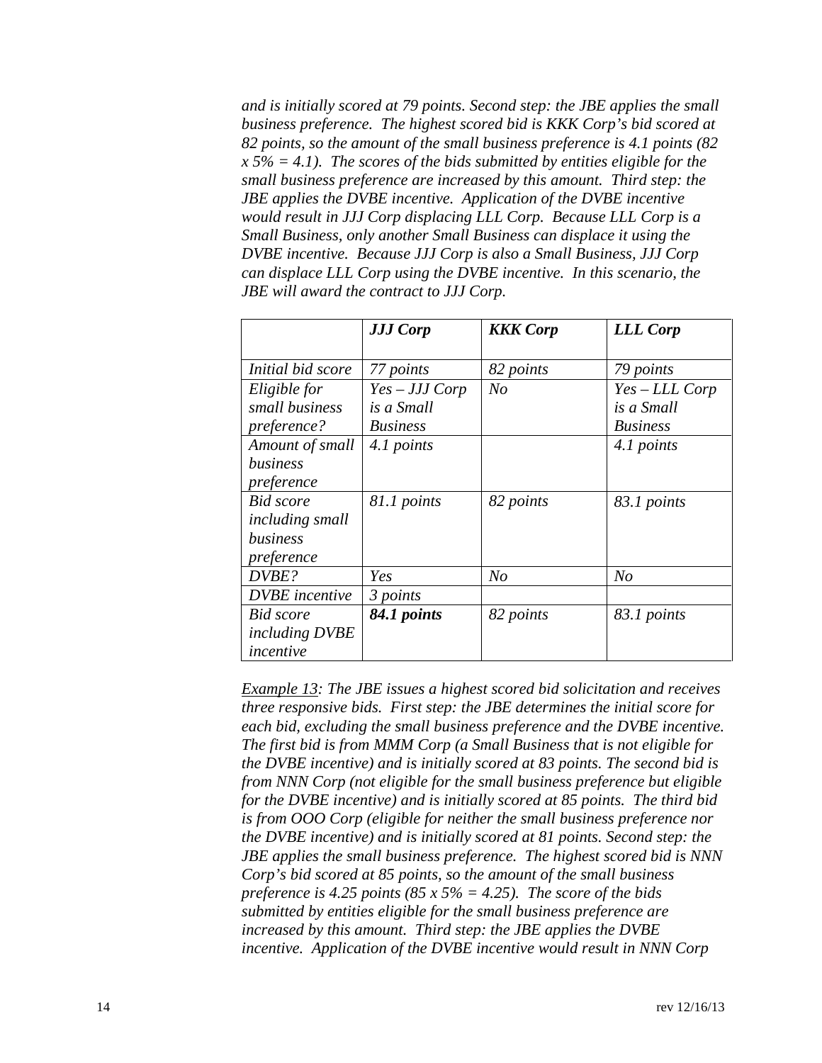*and is initially scored at 79 points. Second step: the JBE applies the small business preference. The highest scored bid is KKK Corp's bid scored at 82 points, so the amount of the small business preference is 4.1 points (82 x 5% = 4.1). The scores of the bids submitted by entities eligible for the small business preference are increased by this amount. Third step: the JBE applies the DVBE incentive. Application of the DVBE incentive would result in JJJ Corp displacing LLL Corp. Because LLL Corp is a Small Business, only another Small Business can displace it using the DVBE incentive. Because JJJ Corp is also a Small Business, JJJ Corp can displace LLL Corp using the DVBE incentive. In this scenario, the JBE will award the contract to JJJ Corp.*

| | ***JJJ Corp*** | ***KKK Corp*** | ***LLL Corp*** |
|---|---|---|---|
| *Initial bid score* | *77 points* | *82 points* | *79 points* |
| *Eligible for small business preference?* | *Yes – JJJ Corp is a Small Business* | *No* | *Yes – LLL Corp is a Small Business* |
| *Amount of small business preference* | *4.1 points* | | *4.1 points* |
| *Bid score including small business preference* | *81.1 points* | *82 points* | *83.1 points* |
| *DVBE?* | *Yes* | *No* | *No* |
| *DVBE incentive* | *3 points* | | |
| *Bid score including DVBE incentive* | ***84.1 points*** | *82 points* | *83.1 points* |

*Example 13: The JBE issues a highest scored bid solicitation and receives three responsive bids. First step: the JBE determines the initial score for each bid, excluding the small business preference and the DVBE incentive. The first bid is from MMM Corp (a Small Business that is not eligible for the DVBE incentive) and is initially scored at 83 points. The second bid is from NNN Corp (not eligible for the small business preference but eligible for the DVBE incentive) and is initially scored at 85 points. The third bid is from OOO Corp (eligible for neither the small business preference nor the DVBE incentive) and is initially scored at 81 points. Second step: the JBE applies the small business preference. The highest scored bid is NNN Corp's bid scored at 85 points, so the amount of the small business preference is 4.25 points (85 x 5% = 4.25). The score of the bids submitted by entities eligible for the small business preference are increased by this amount. Third step: the JBE applies the DVBE incentive. Application of the DVBE incentive would result in NNN Corp*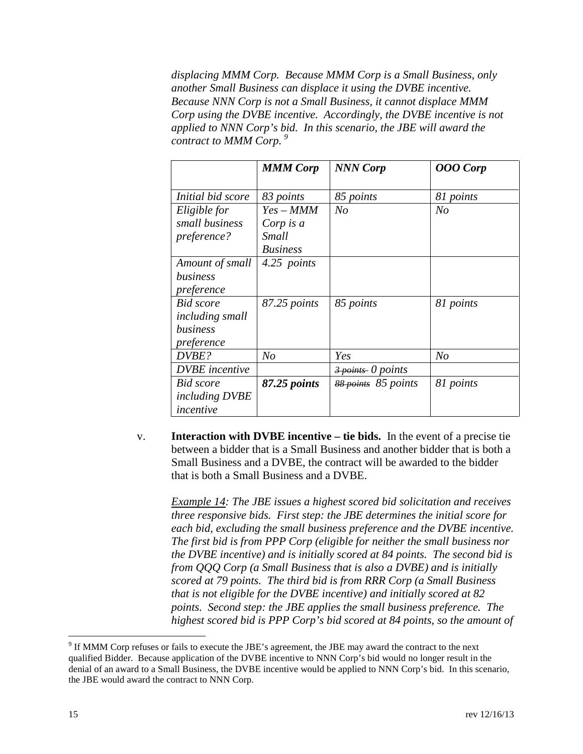*displacing MMM Corp. Because MMM Corp is a Small Business, only another Small Business can displace it using the DVBE incentive. Because NNN Corp is not a Small Business, it cannot displace MMM Corp using the DVBE incentive. Accordingly, the DVBE incentive is not applied to NNN Corp's bid. In this scenario, the JBE will award the contract to MMM Corp.*[9]

| | ***MMM Corp*** | ***NNN Corp*** | ***OOO Corp*** |
|---|---|---|---|
| *Initial bid score* | *83 points* | *85 points* | *81 points* |
| *Eligible for small business preference?* | *Yes – MMM Corp is a Small Business* | *No* | *No* |
| *Amount of small business preference* | *4.25 points* | | |
| *Bid score including small business preference* | *87.25 points* | *85 points* | *81 points* |
| *DVBE?* | *No* | *Yes* | *No* |
| *DVBE incentive* | | ~~*3 points*~~ *0 points* | |
| *Bid score including DVBE incentive* | ***87.25 points*** | ~~*88 points*~~ *85 points* | *81 points* |

v. **Interaction with DVBE incentive – tie bids.** In the event of a precise tie between a bidder that is a Small Business and another bidder that is both a Small Business and a DVBE, the contract will be awarded to the bidder that is both a Small Business and a DVBE.

*Example 14: The JBE issues a highest scored bid solicitation and receives three responsive bids. First step: the JBE determines the initial score for each bid, excluding the small business preference and the DVBE incentive. The first bid is from PPP Corp (eligible for neither the small business nor the DVBE incentive) and is initially scored at 84 points. The second bid is from QQQ Corp (a Small Business that is also a DVBE) and is initially scored at 79 points. The third bid is from RRR Corp (a Small Business that is not eligible for the DVBE incentive) and initially scored at 82 points. Second step: the JBE applies the small business preference. The highest scored bid is PPP Corp's bid scored at 84 points, so the amount of*

---

[9] If MMM Corp refuses or fails to execute the JBE's agreement, the JBE may award the contract to the next qualified Bidder. Because application of the DVBE incentive to NNN Corp's bid would no longer result in the denial of an award to a Small Business, the DVBE incentive would be applied to NNN Corp's bid. In this scenario, the JBE would award the contract to NNN Corp.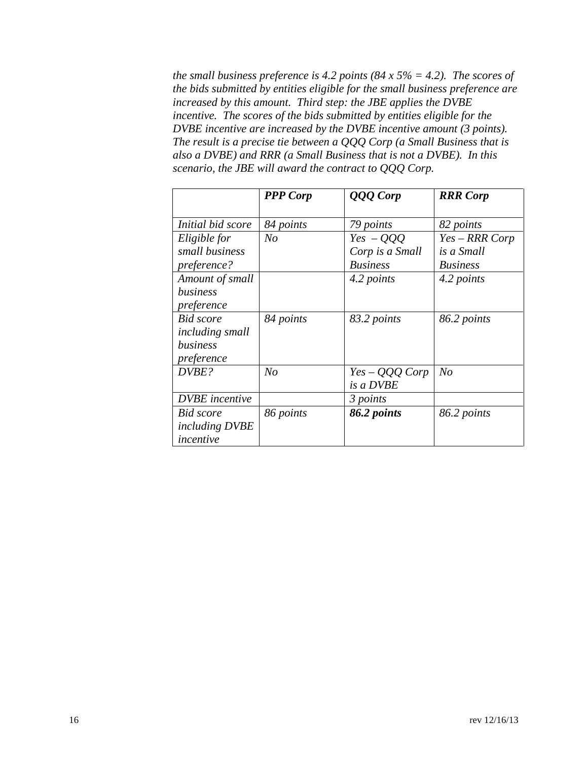*the small business preference is 4.2 points (84 x 5% = 4.2). The scores of the bids submitted by entities eligible for the small business preference are increased by this amount. Third step: the JBE applies the DVBE incentive. The scores of the bids submitted by entities eligible for the DVBE incentive are increased by the DVBE incentive amount (3 points). The result is a precise tie between a QQQ Corp (a Small Business that is also a DVBE) and RRR (a Small Business that is not a DVBE). In this scenario, the JBE will award the contract to QQQ Corp.*

| | ***PPP Corp*** | ***QQQ Corp*** | ***RRR Corp*** |
|---|---|---|---|
| *Initial bid score* | *84 points* | *79 points* | *82 points* |
| *Eligible for small business preference?* | *No* | *Yes – QQQ Corp is a Small Business* | *Yes – RRR Corp is a Small Business* |
| *Amount of small business preference* | | *4.2 points* | *4.2 points* |
| *Bid score including small business preference* | *84 points* | *83.2 points* | *86.2 points* |
| *DVBE?* | *No* | *Yes – QQQ Corp is a DVBE* | *No* |
| *DVBE incentive* | | *3 points* | |
| *Bid score including DVBE incentive* | *86 points* | ***86.2 points*** | *86.2 points* |